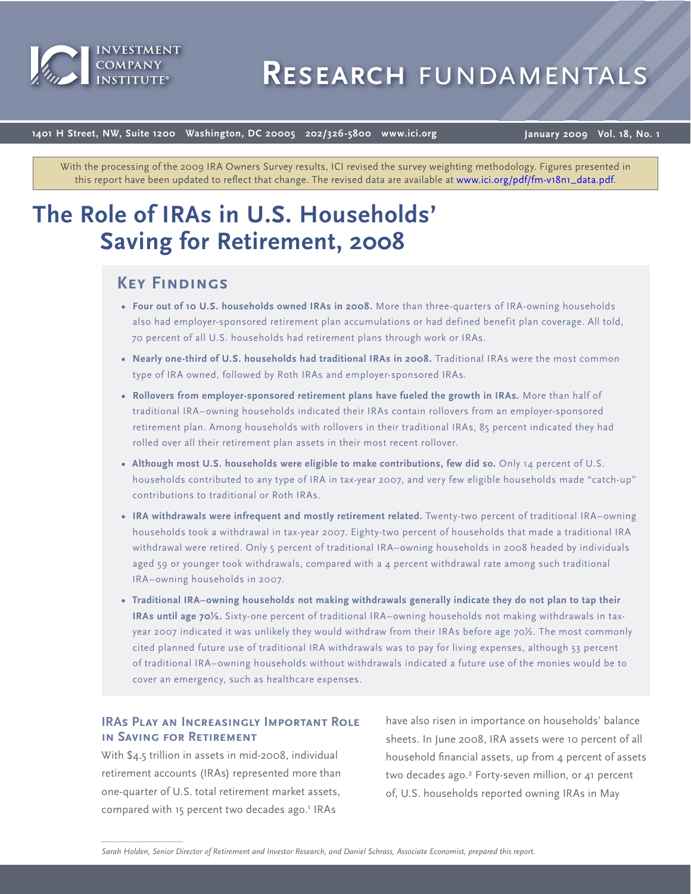With the processing of the 2009 IRA Owners Survey results, ICI revised the survey weighting methodology. Figures presented in this report have been updated to reflect that change. The revised data are available at www.ici.org/pdf/fm-v18n1_data.pdf.

# The Role of IRAs in U.S. Households' Saving for Retirement, 2008

## Key Findings

- **Four out of 10 U.S. households owned IRAs in 2008.** More than three-quarters of IRA-owning households also had employer-sponsored retirement plan accumulations or had defined benefit plan coverage. All told, 70 percent of all U.S. households had retirement plans through work or IRAs.
- **Nearly one-third of U.S. households had traditional IRAs in 2008.** Traditional IRAs were the most common type of IRA owned, followed by Roth IRAs and employer-sponsored IRAs.
- **Rollovers from employer-sponsored retirement plans have fueled the growth in IRAs.** More than half of traditional IRA–owning households indicated their IRAs contain rollovers from an employer-sponsored retirement plan. Among households with rollovers in their traditional IRAs, 85 percent indicated they had rolled over all their retirement plan assets in their most recent rollover.
- **Although most U.S. households were eligible to make contributions, few did so.** Only 14 percent of U.S. households contributed to any type of IRA in tax-year 2007, and very few eligible households made "catch-up" contributions to traditional or Roth IRAs.
- **IRA withdrawals were infrequent and mostly retirement related.** Twenty-two percent of traditional IRA–owning households took a withdrawal in tax-year 2007. Eighty-two percent of households that made a traditional IRA withdrawal were retired. Only 5 percent of traditional IRA–owning households in 2008 headed by individuals aged 59 or younger took withdrawals, compared with a 4 percent withdrawal rate among such traditional IRA–owning households in 2007.
- **Traditional IRA–owning households not making withdrawals generally indicate they do not plan to tap their IRAs until age 70½.** Sixty-one percent of traditional IRA–owning households not making withdrawals in tax-year 2007 indicated it was unlikely they would withdraw from their IRAs before age 70½. The most commonly cited planned future use of traditional IRA withdrawals was to pay for living expenses, although 53 percent of traditional IRA–owning households without withdrawals indicated a future use of the monies would be to cover an emergency, such as healthcare expenses.

### IRAs Play an Increasingly Important Role in Saving for Retirement

With $4.5 trillion in assets in mid-2008, individual retirement accounts (IRAs) represented more than one-quarter of U.S. total retirement market assets, compared with 15 percent two decades ago.[1] IRAs have also risen in importance on households' balance sheets. In June 2008, IRA assets were 10 percent of all household financial assets, up from 4 percent of assets two decades ago.[2] Forty-seven million, or 41 percent of, U.S. households reported owning IRAs in May

*Sarah Holden, Senior Director of Retirement and Investor Research, and Daniel Schrass, Associate Economist, prepared this report.*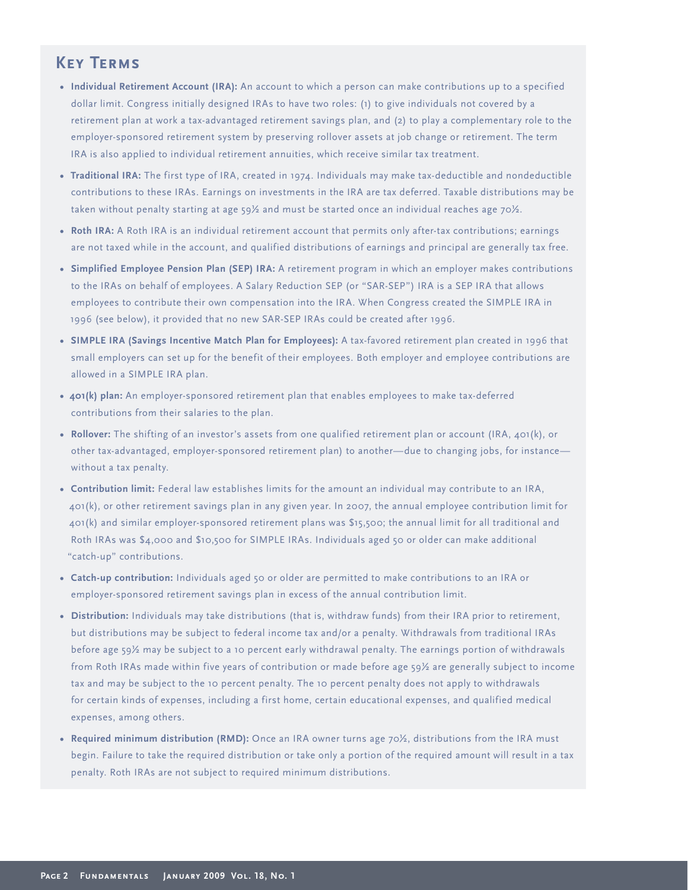## Key Terms

- **Individual Retirement Account (IRA):** An account to which a person can make contributions up to a specified dollar limit. Congress initially designed IRAs to have two roles: (1) to give individuals not covered by a retirement plan at work a tax-advantaged retirement savings plan, and (2) to play a complementary role to the employer-sponsored retirement system by preserving rollover assets at job change or retirement. The term IRA is also applied to individual retirement annuities, which receive similar tax treatment.
- **Traditional IRA:** The first type of IRA, created in 1974. Individuals may make tax-deductible and nondeductible contributions to these IRAs. Earnings on investments in the IRA are tax deferred. Taxable distributions may be taken without penalty starting at age 59½ and must be started once an individual reaches age 70½.
- **Roth IRA:** A Roth IRA is an individual retirement account that permits only after-tax contributions; earnings are not taxed while in the account, and qualified distributions of earnings and principal are generally tax free.
- **Simplified Employee Pension Plan (SEP) IRA:** A retirement program in which an employer makes contributions to the IRAs on behalf of employees. A Salary Reduction SEP (or "SAR-SEP") IRA is a SEP IRA that allows employees to contribute their own compensation into the IRA. When Congress created the SIMPLE IRA in 1996 (see below), it provided that no new SAR-SEP IRAs could be created after 1996.
- **SIMPLE IRA (Savings Incentive Match Plan for Employees):** A tax-favored retirement plan created in 1996 that small employers can set up for the benefit of their employees. Both employer and employee contributions are allowed in a SIMPLE IRA plan.
- **401(k) plan:** An employer-sponsored retirement plan that enables employees to make tax-deferred contributions from their salaries to the plan.
- **Rollover:** The shifting of an investor's assets from one qualified retirement plan or account (IRA, 401(k), or other tax-advantaged, employer-sponsored retirement plan) to another—due to changing jobs, for instance—without a tax penalty.
- **Contribution limit:** Federal law establishes limits for the amount an individual may contribute to an IRA, 401(k), or other retirement savings plan in any given year. In 2007, the annual employee contribution limit for 401(k) and similar employer-sponsored retirement plans was $15,500; the annual limit for all traditional and Roth IRAs was $4,000 and $10,500 for SIMPLE IRAs. Individuals aged 50 or older can make additional "catch-up" contributions.
- **Catch-up contribution:** Individuals aged 50 or older are permitted to make contributions to an IRA or employer-sponsored retirement savings plan in excess of the annual contribution limit.
- **Distribution:** Individuals may take distributions (that is, withdraw funds) from their IRA prior to retirement, but distributions may be subject to federal income tax and/or a penalty. Withdrawals from traditional IRAs before age 59½ may be subject to a 10 percent early withdrawal penalty. The earnings portion of withdrawals from Roth IRAs made within five years of contribution or made before age 59½ are generally subject to income tax and may be subject to the 10 percent penalty. The 10 percent penalty does not apply to withdrawals for certain kinds of expenses, including a first home, certain educational expenses, and qualified medical expenses, among others.
- **Required minimum distribution (RMD):** Once an IRA owner turns age 70½, distributions from the IRA must begin. Failure to take the required distribution or take only a portion of the required amount will result in a tax penalty. Roth IRAs are not subject to required minimum distributions.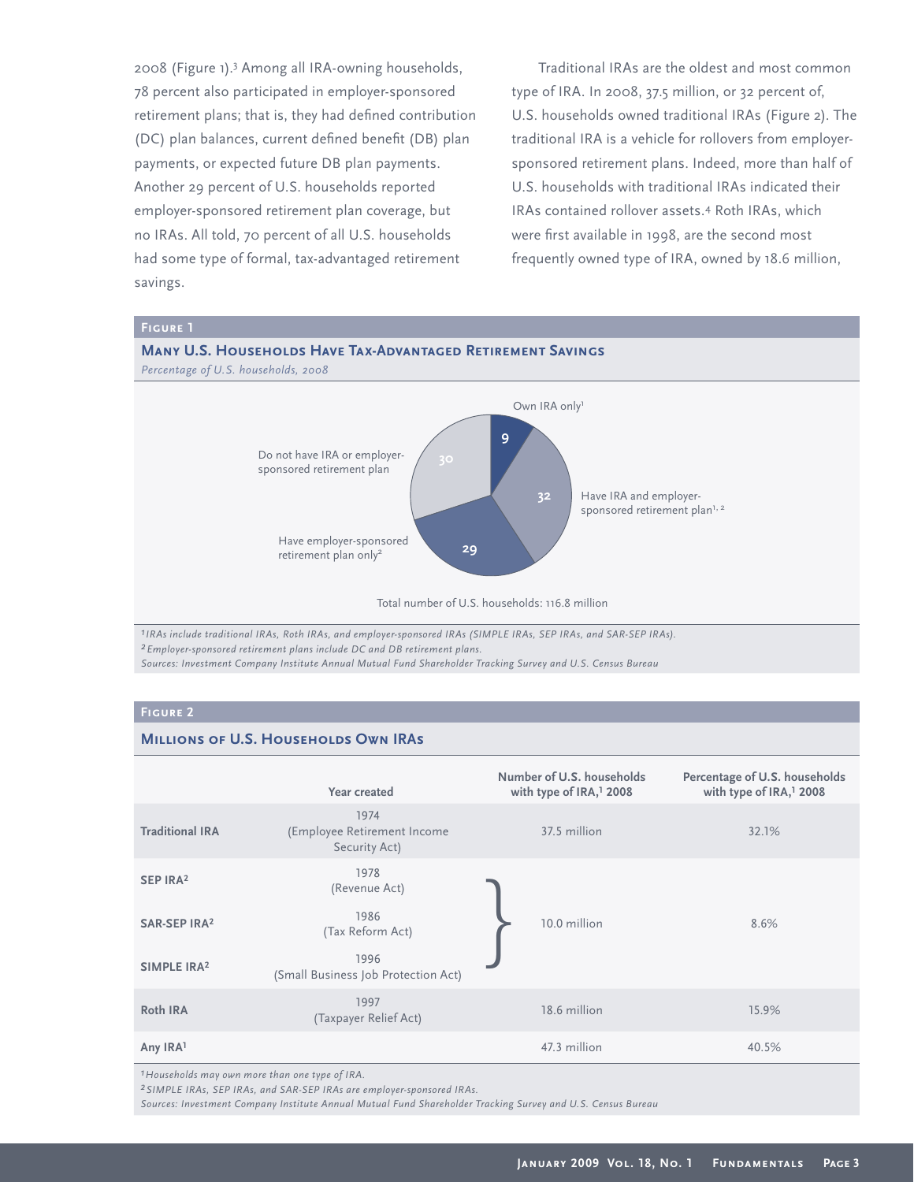2008 (Figure 1).[3] Among all IRA-owning households, 78 percent also participated in employer-sponsored retirement plans; that is, they had defined contribution (DC) plan balances, current defined benefit (DB) plan payments, or expected future DB plan payments. Another 29 percent of U.S. households reported employer-sponsored retirement plan coverage, but no IRAs. All told, 70 percent of all U.S. households had some type of formal, tax-advantaged retirement savings.

Traditional IRAs are the oldest and most common type of IRA. In 2008, 37.5 million, or 32 percent of, U.S. households owned traditional IRAs (Figure 2). The traditional IRA is a vehicle for rollovers from employer-sponsored retirement plans. Indeed, more than half of U.S. households with traditional IRAs indicated their IRAs contained rollover assets.[4] Roth IRAs, which were first available in 1998, are the second most frequently owned type of IRA, owned by 18.6 million,

**Figure 1**

**Many U.S. Households Have Tax-Advantaged Retirement Savings**

*Percentage of U.S. households, 2008*

| Category | Percent |
|---|---|
| Own IRA only[1] | 9 |
| Have IRA and employer-sponsored retirement plan[1, 2] | 32 |
| Have employer-sponsored retirement plan only[2] | 29 |
| Do not have IRA or employer-sponsored retirement plan | 30 |

Total number of U.S. households: 116.8 million

*[1] IRAs include traditional IRAs, Roth IRAs, and employer-sponsored IRAs (SIMPLE IRAs, SEP IRAs, and SAR-SEP IRAs).*
*[2] Employer-sponsored retirement plans include DC and DB retirement plans.*
*Sources: Investment Company Institute Annual Mutual Fund Shareholder Tracking Survey and U.S. Census Bureau*

**Figure 2**

**Millions of U.S. Households Own IRAs**

| | Year created | Number of U.S. households with type of IRA,[1] 2008 | Percentage of U.S. households with type of IRA,[1] 2008 |
|---|---|---|---|
| **Traditional IRA** | 1974 (Employee Retirement Income Security Act) | 37.5 million | 32.1% |
| **SEP IRA[2]** | 1978 (Revenue Act) | 10.0 million | 8.6% |
| **SAR-SEP IRA[2]** | 1986 (Tax Reform Act) | | |
| **SIMPLE IRA[2]** | 1996 (Small Business Job Protection Act) | | |
| **Roth IRA** | 1997 (Taxpayer Relief Act) | 18.6 million | 15.9% |
| **Any IRA[1]** | | 47.3 million | 40.5% |

*[1] Households may own more than one type of IRA.*
*[2] SIMPLE IRAs, SEP IRAs, and SAR-SEP IRAs are employer-sponsored IRAs.*
*Sources: Investment Company Institute Annual Mutual Fund Shareholder Tracking Survey and U.S. Census Bureau*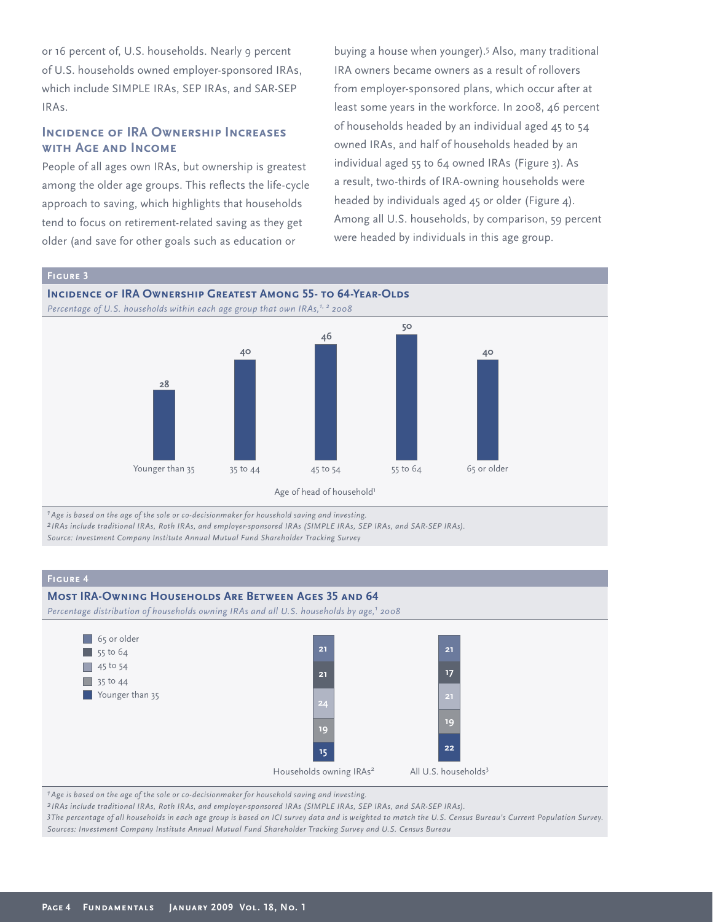or 16 percent of, U.S. households. Nearly 9 percent of U.S. households owned employer-sponsored IRAs, which include SIMPLE IRAs, SEP IRAs, and SAR-SEP IRAs.

## Incidence of IRA Ownership Increases with Age and Income

People of all ages own IRAs, but ownership is greatest among the older age groups. This reflects the life-cycle approach to saving, which highlights that households tend to focus on retirement-related saving as they get older (and save for other goals such as education or buying a house when younger).[5] Also, many traditional IRA owners became owners as a result of rollovers from employer-sponsored plans, which occur after at least some years in the workforce. In 2008, 46 percent of households headed by an individual aged 45 to 54 owned IRAs, and half of households headed by an individual aged 55 to 64 owned IRAs (Figure 3). As a result, two-thirds of IRA-owning households were headed by individuals aged 45 or older (Figure 4). Among all U.S. households, by comparison, 59 percent were headed by individuals in this age group.

**Figure 3**

**Incidence of IRA Ownership Greatest Among 55- to 64-Year-Olds**

*Percentage of U.S. households within each age group that own IRAs,[1, 2] 2008*

| Age of head of household[1] | Percent |
|---|---|
| Younger than 35 | 28 |
| 35 to 44 | 40 |
| 45 to 54 | 46 |
| 55 to 64 | 50 |
| 65 or older | 40 |

*[1] Age is based on the age of the sole or co-decisionmaker for household saving and investing.*
*[2] IRAs include traditional IRAs, Roth IRAs, and employer-sponsored IRAs (SIMPLE IRAs, SEP IRAs, and SAR-SEP IRAs).*
*Source: Investment Company Institute Annual Mutual Fund Shareholder Tracking Survey*

**Figure 4**

**Most IRA-Owning Households Are Between Ages 35 and 64**

*Percentage distribution of households owning IRAs and all U.S. households by age,[1] 2008*

| Age | Households owning IRAs[2] | All U.S. households[3] |
|---|---|---|
| 65 or older | 21 | 21 |
| 55 to 64 | 21 | 17 |
| 45 to 54 | 24 | 21 |
| 35 to 44 | 19 | 19 |
| Younger than 35 | 15 | 22 |

*[1] Age is based on the age of the sole or co-decisionmaker for household saving and investing.*
*[2] IRAs include traditional IRAs, Roth IRAs, and employer-sponsored IRAs (SIMPLE IRAs, SEP IRAs, and SAR-SEP IRAs).*
*[3] The percentage of all households in each age group is based on ICI survey data and is weighted to match the U.S. Census Bureau's Current Population Survey.*
*Sources: Investment Company Institute Annual Mutual Fund Shareholder Tracking Survey and U.S. Census Bureau*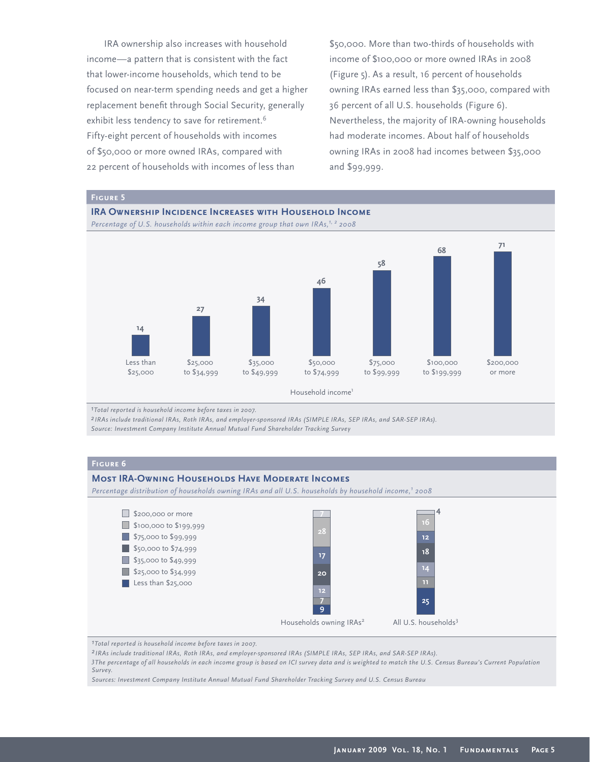IRA ownership also increases with household income—a pattern that is consistent with the fact that lower-income households, which tend to be focused on near-term spending needs and get a higher replacement benefit through Social Security, generally exhibit less tendency to save for retirement.[6] Fifty-eight percent of households with incomes of $50,000 or more owned IRAs, compared with 22 percent of households with incomes of less than $50,000. More than two-thirds of households with income of $100,000 or more owned IRAs in 2008 (Figure 5). As a result, 16 percent of households owning IRAs earned less than $35,000, compared with 36 percent of all U.S. households (Figure 6). Nevertheless, the majority of IRA-owning households had moderate incomes. About half of households owning IRAs in 2008 had incomes between $35,000 and $99,999.

**Figure 5**

**IRA Ownership Incidence Increases with Household Income**

*Percentage of U.S. households within each income group that own IRAs,[1, 2] 2008*

| Household income[1] | Percent |
|---|---|
| Less than $25,000 | 14 |
| $25,000 to $34,999 | 27 |
| $35,000 to $49,999 | 34 |
| $50,000 to $74,999 | 46 |
| $75,000 to $99,999 | 58 |
| $100,000 to $199,999 | 68 |
| $200,000 or more | 71 |

*[1]Total reported is household income before taxes in 2007.*
*[2]IRAs include traditional IRAs, Roth IRAs, and employer-sponsored IRAs (SIMPLE IRAs, SEP IRAs, and SAR-SEP IRAs).*
*Source: Investment Company Institute Annual Mutual Fund Shareholder Tracking Survey*

**Figure 6**

**Most IRA-Owning Households Have Moderate Incomes**

*Percentage distribution of households owning IRAs and all U.S. households by household income,[1] 2008*

| Household income | Households owning IRAs[2] | All U.S. households[3] |
|---|---|---|
| $200,000 or more | 7 | 4 |
| $100,000 to $199,999 | 28 | 16 |
| $75,000 to $99,999 | 17 | 12 |
| $50,000 to $74,999 | 20 | 18 |
| $35,000 to $49,999 | 12 | 14 |
| $25,000 to $34,999 | 7 | 11 |
| Less than $25,000 | 9 | 25 |

*[1]Total reported is household income before taxes in 2007.*
*[2]IRAs include traditional IRAs, Roth IRAs, and employer-sponsored IRAs (SIMPLE IRAs, SEP IRAs, and SAR-SEP IRAs).*
*[3]The percentage of all households in each income group is based on ICI survey data and is weighted to match the U.S. Census Bureau's Current Population Survey.*
*Sources: Investment Company Institute Annual Mutual Fund Shareholder Tracking Survey and U.S. Census Bureau*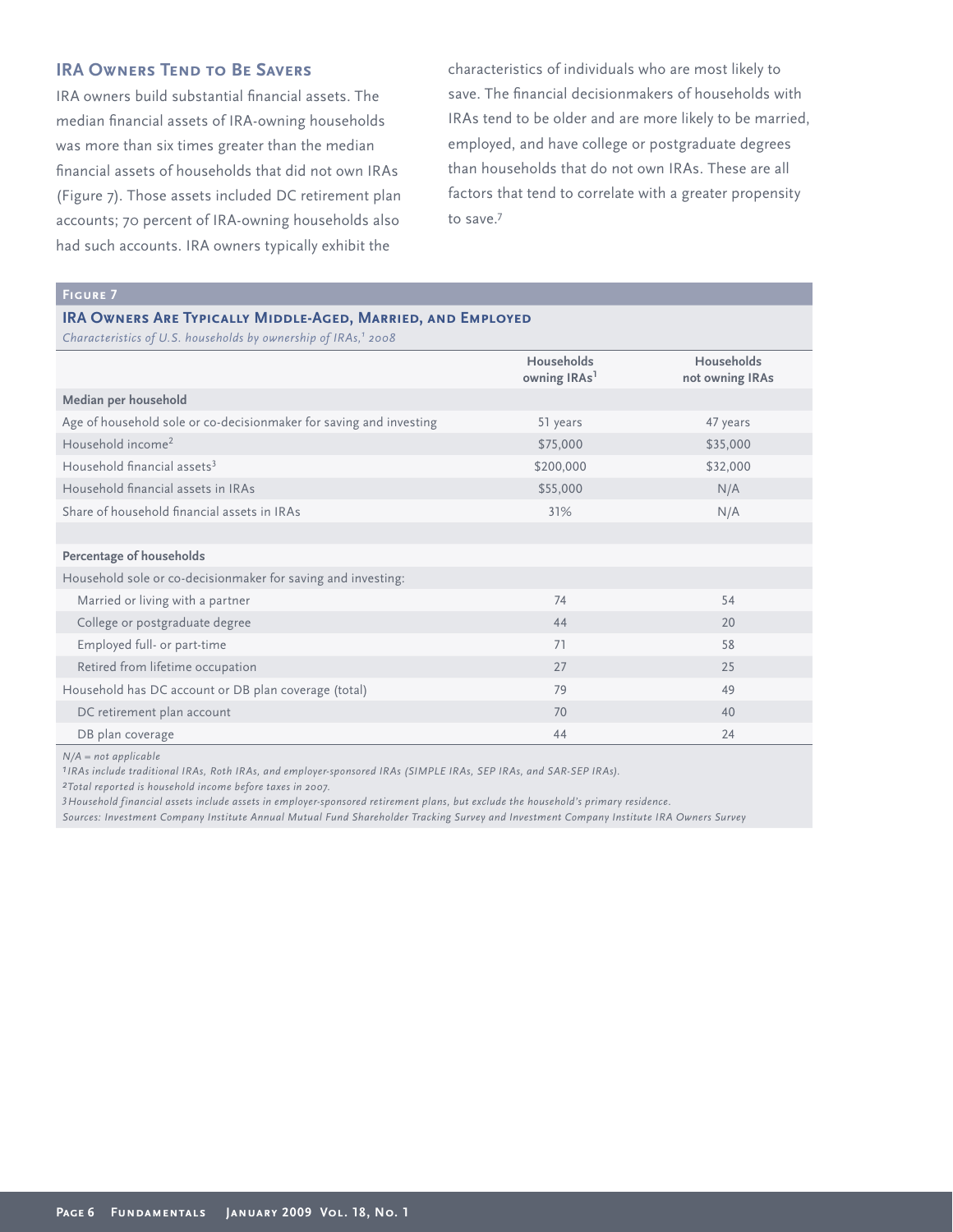## IRA Owners Tend to Be Savers

IRA owners build substantial financial assets. The median financial assets of IRA-owning households was more than six times greater than the median financial assets of households that did not own IRAs (Figure 7). Those assets included DC retirement plan accounts; 70 percent of IRA-owning households also had such accounts. IRA owners typically exhibit the characteristics of individuals who are most likely to save. The financial decisionmakers of households with IRAs tend to be older and are more likely to be married, employed, and have college or postgraduate degrees than households that do not own IRAs. These are all factors that tend to correlate with a greater propensity to save.[7]

**Figure 7**

**IRA Owners Are Typically Middle-Aged, Married, and Employed**

*Characteristics of U.S. households by ownership of IRAs,[1] 2008*

| | Households owning IRAs[1] | Households not owning IRAs |
|---|---|---|
| **Median per household** | | |
| Age of household sole or co-decisionmaker for saving and investing | 51 years | 47 years |
| Household income[2] | $75,000 | $35,000 |
| Household financial assets[3] | $200,000 | $32,000 |
| Household financial assets in IRAs | $55,000 | N/A |
| Share of household financial assets in IRAs | 31% | N/A |
| | | |
| **Percentage of households** | | |
| Household sole or co-decisionmaker for saving and investing: | | |
| Married or living with a partner | 74 | 54 |
| College or postgraduate degree | 44 | 20 |
| Employed full- or part-time | 71 | 58 |
| Retired from lifetime occupation | 27 | 25 |
| Household has DC account or DB plan coverage (total) | 79 | 49 |
| DC retirement plan account | 70 | 40 |
| DB plan coverage | 44 | 24 |

*N/A = not applicable*

*[1] IRAs include traditional IRAs, Roth IRAs, and employer-sponsored IRAs (SIMPLE IRAs, SEP IRAs, and SAR-SEP IRAs).*

*[2] Total reported is household income before taxes in 2007.*

*[3] Household financial assets include assets in employer-sponsored retirement plans, but exclude the household's primary residence.*

*Sources: Investment Company Institute Annual Mutual Fund Shareholder Tracking Survey and Investment Company Institute IRA Owners Survey*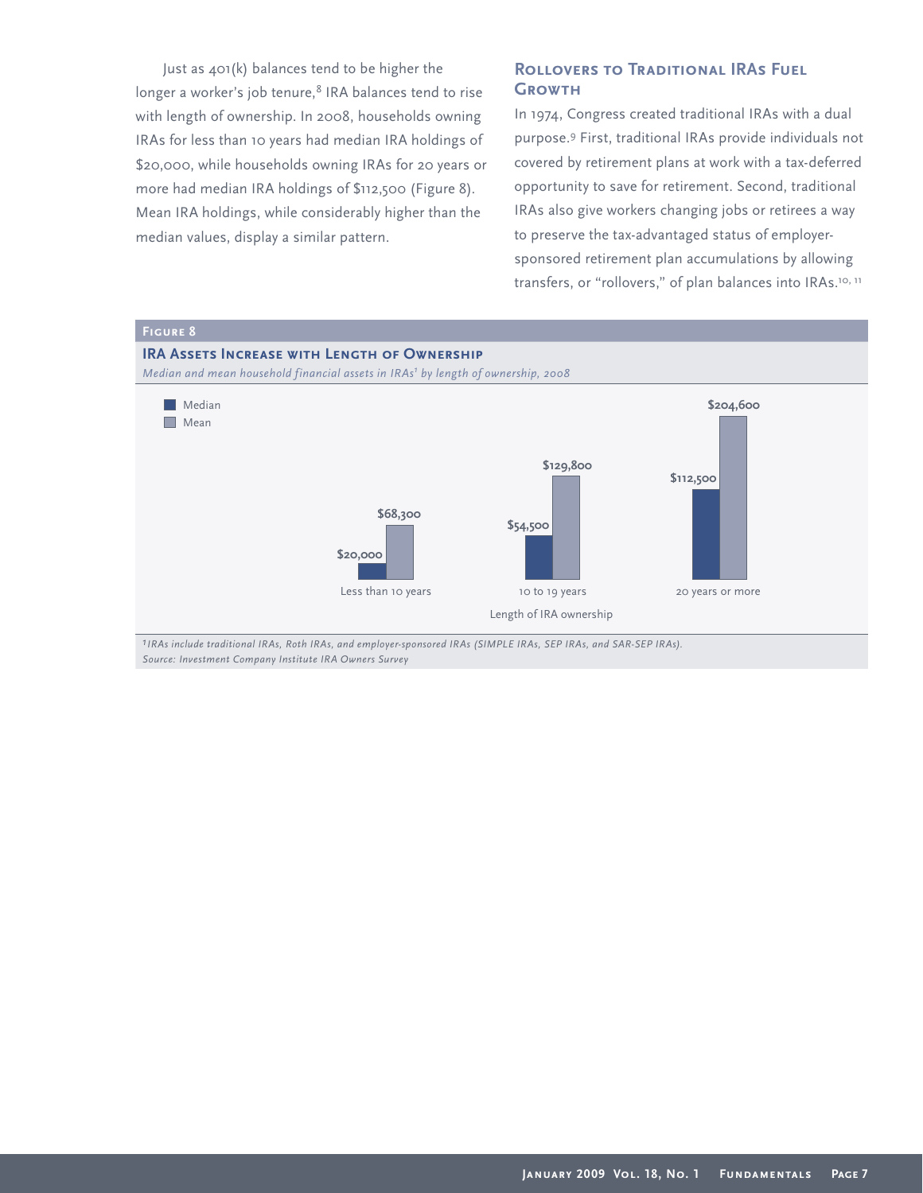Just as 401(k) balances tend to be higher the longer a worker's job tenure,[8] IRA balances tend to rise with length of ownership. In 2008, households owning IRAs for less than 10 years had median IRA holdings of $20,000, while households owning IRAs for 20 years or more had median IRA holdings of $112,500 (Figure 8). Mean IRA holdings, while considerably higher than the median values, display a similar pattern.

## Rollovers to Traditional IRAs Fuel Growth

In 1974, Congress created traditional IRAs with a dual purpose.[9] First, traditional IRAs provide individuals not covered by retirement plans at work with a tax-deferred opportunity to save for retirement. Second, traditional IRAs also give workers changing jobs or retirees a way to preserve the tax-advantaged status of employer-sponsored retirement plan accumulations by allowing transfers, or "rollovers," of plan balances into IRAs.[10, 11]

**Figure 8**

**IRA Assets Increase with Length of Ownership**

*Median and mean household financial assets in IRAs[1] by length of ownership, 2008*

| Length of IRA ownership | Median | Mean |
|---|---|---|
| Less than 10 years | $20,000 | $68,300 |
| 10 to 19 years | $54,500 | $129,800 |
| 20 years or more | $112,500 | $204,600 |

*[1]IRAs include traditional IRAs, Roth IRAs, and employer-sponsored IRAs (SIMPLE IRAs, SEP IRAs, and SAR-SEP IRAs).*
*Source: Investment Company Institute IRA Owners Survey*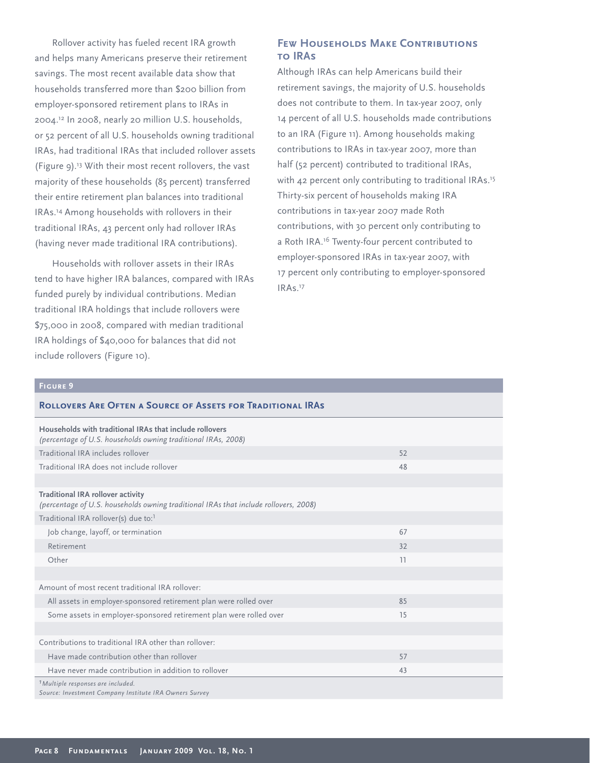Rollover activity has fueled recent IRA growth and helps many Americans preserve their retirement savings. The most recent available data show that households transferred more than $200 billion from employer-sponsored retirement plans to IRAs in 2004.[12] In 2008, nearly 20 million U.S. households, or 52 percent of all U.S. households owning traditional IRAs, had traditional IRAs that included rollover assets (Figure 9).[13] With their most recent rollovers, the vast majority of these households (85 percent) transferred their entire retirement plan balances into traditional IRAs.[14] Among households with rollovers in their traditional IRAs, 43 percent only had rollover IRAs (having never made traditional IRA contributions).

Households with rollover assets in their IRAs tend to have higher IRA balances, compared with IRAs funded purely by individual contributions. Median traditional IRA holdings that include rollovers were $75,000 in 2008, compared with median traditional IRA holdings of $40,000 for balances that did not include rollovers (Figure 10).

## Few Households Make Contributions to IRAs

Although IRAs can help Americans build their retirement savings, the majority of U.S. households does not contribute to them. In tax-year 2007, only 14 percent of all U.S. households made contributions to an IRA (Figure 11). Among households making contributions to IRAs in tax-year 2007, more than half (52 percent) contributed to traditional IRAs, with 42 percent only contributing to traditional IRAs.[15] Thirty-six percent of households making IRA contributions in tax-year 2007 made Roth contributions, with 30 percent only contributing to a Roth IRA.[16] Twenty-four percent contributed to employer-sponsored IRAs in tax-year 2007, with 17 percent only contributing to employer-sponsored IRAs.[17]

### Figure 9

**Rollovers Are Often a Source of Assets for Traditional IRAs**

| **Households with traditional IRAs that include rollovers** *(percentage of U.S. households owning traditional IRAs, 2008)* | |
|---|---|
| Traditional IRA includes rollover | 52 |
| Traditional IRA does not include rollover | 48 |
| | |
| **Traditional IRA rollover activity** *(percentage of U.S. households owning traditional IRAs that include rollovers, 2008)* | |
| Traditional IRA rollover(s) due to:[1] | |
| Job change, layoff, or termination | 67 |
| Retirement | 32 |
| Other | 11 |
| | |
| Amount of most recent traditional IRA rollover: | |
| All assets in employer-sponsored retirement plan were rolled over | 85 |
| Some assets in employer-sponsored retirement plan were rolled over | 15 |
| | |
| Contributions to traditional IRA other than rollover: | |
| Have made contribution other than rollover | 57 |
| Have never made contribution in addition to rollover | 43 |

[1] *Multiple responses are included.*

*Source: Investment Company Institute IRA Owners Survey*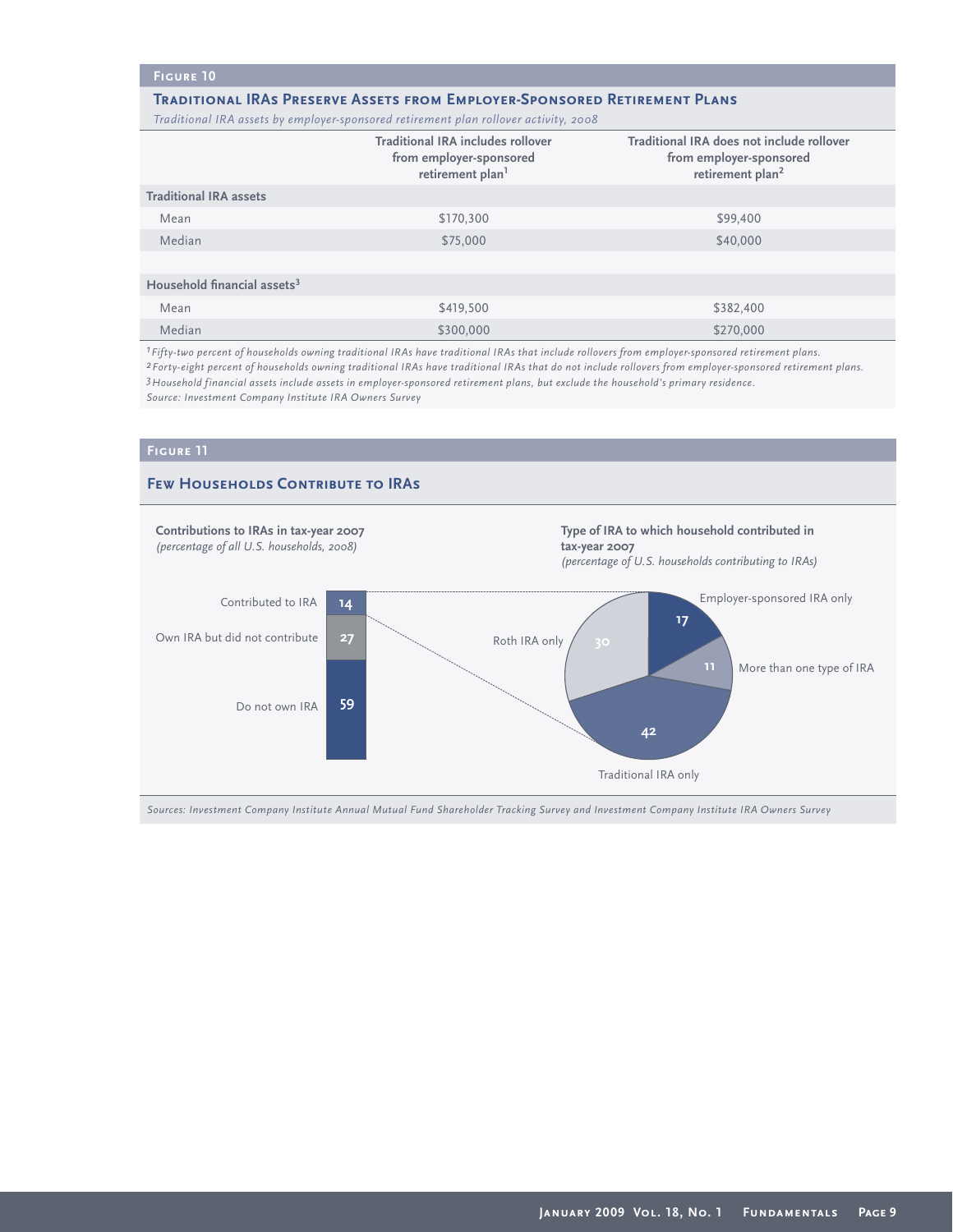### Figure 10

**Traditional IRAs Preserve Assets from Employer-Sponsored Retirement Plans**

*Traditional IRA assets by employer-sponsored retirement plan rollover activity, 2008*

| | Traditional IRA includes rollover from employer-sponsored retirement plan[1] | Traditional IRA does not include rollover from employer-sponsored retirement plan[2] |
|---|---|---|
| **Traditional IRA assets** | | |
| Mean | $170,300 | $99,400 |
| Median | $75,000 | $40,000 |
| **Household financial assets[3]** | | |
| Mean | $419,500 | $382,400 |
| Median | $300,000 | $270,000 |

[1] *Fifty-two percent of households owning traditional IRAs have traditional IRAs that include rollovers from employer-sponsored retirement plans.*
[2] *Forty-eight percent of households owning traditional IRAs have traditional IRAs that do not include rollovers from employer-sponsored retirement plans.*
[3] *Household financial assets include assets in employer-sponsored retirement plans, but exclude the household's primary residence.*
*Source: Investment Company Institute IRA Owners Survey*

### Figure 11

**Few Households Contribute to IRAs**

**Contributions to IRAs in tax-year 2007**
*(percentage of all U.S. households, 2008)*

| | Percent |
|---|---|
| Contributed to IRA | 14 |
| Own IRA but did not contribute | 27 |
| Do not own IRA | 59 |

**Type of IRA to which household contributed in tax-year 2007**
*(percentage of U.S. households contributing to IRAs)*

| | Percent |
|---|---|
| Employer-sponsored IRA only | 17 |
| More than one type of IRA | 11 |
| Traditional IRA only | 42 |
| Roth IRA only | 30 |

*Sources: Investment Company Institute Annual Mutual Fund Shareholder Tracking Survey and Investment Company Institute IRA Owners Survey*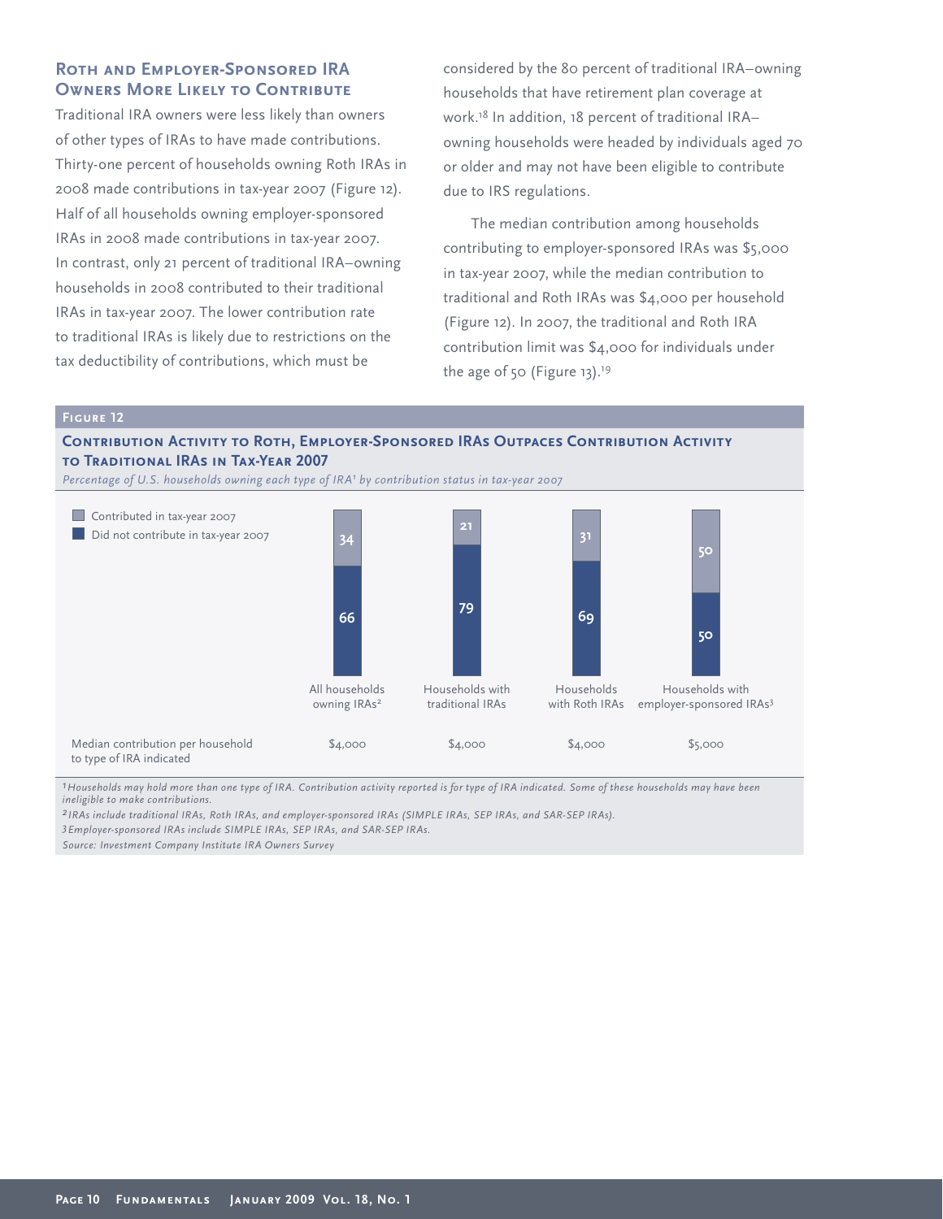## Roth and Employer-Sponsored IRA Owners More Likely to Contribute

Traditional IRA owners were less likely than owners of other types of IRAs to have made contributions. Thirty-one percent of households owning Roth IRAs in 2008 made contributions in tax-year 2007 (Figure 12). Half of all households owning employer-sponsored IRAs in 2008 made contributions in tax-year 2007. In contrast, only 21 percent of traditional IRA–owning households in 2008 contributed to their traditional IRAs in tax-year 2007. The lower contribution rate to traditional IRAs is likely due to restrictions on the tax deductibility of contributions, which must be considered by the 80 percent of traditional IRA–owning households that have retirement plan coverage at work.[18] In addition, 18 percent of traditional IRA–owning households were headed by individuals aged 70 or older and may not have been eligible to contribute due to IRS regulations.

The median contribution among households contributing to employer-sponsored IRAs was $5,000 in tax-year 2007, while the median contribution to traditional and Roth IRAs was $4,000 per household (Figure 12). In 2007, the traditional and Roth IRA contribution limit was $4,000 for individuals under the age of 50 (Figure 13).[19]

### Figure 12

**Contribution Activity to Roth, Employer-Sponsored IRAs Outpaces Contribution Activity to Traditional IRAs in Tax-Year 2007**

*Percentage of U.S. households owning each type of IRA[1] by contribution status in tax-year 2007*

| | All households owning IRAs[2] | Households with traditional IRAs | Households with Roth IRAs | Households with employer-sponsored IRAs[3] |
|---|---|---|---|---|
| Contributed in tax-year 2007 | 34 | 21 | 31 | 50 |
| Did not contribute in tax-year 2007 | 66 | 79 | 69 | 50 |
| Median contribution per household to type of IRA indicated | $4,000 | $4,000 | $4,000 | $5,000 |

*[1] Households may hold more than one type of IRA. Contribution activity reported is for type of IRA indicated. Some of these households may have been ineligible to make contributions.*

*[2] IRAs include traditional IRAs, Roth IRAs, and employer-sponsored IRAs (SIMPLE IRAs, SEP IRAs, and SAR-SEP IRAs).*

*[3] Employer-sponsored IRAs include SIMPLE IRAs, SEP IRAs, and SAR-SEP IRAs.*

*Source: Investment Company Institute IRA Owners Survey*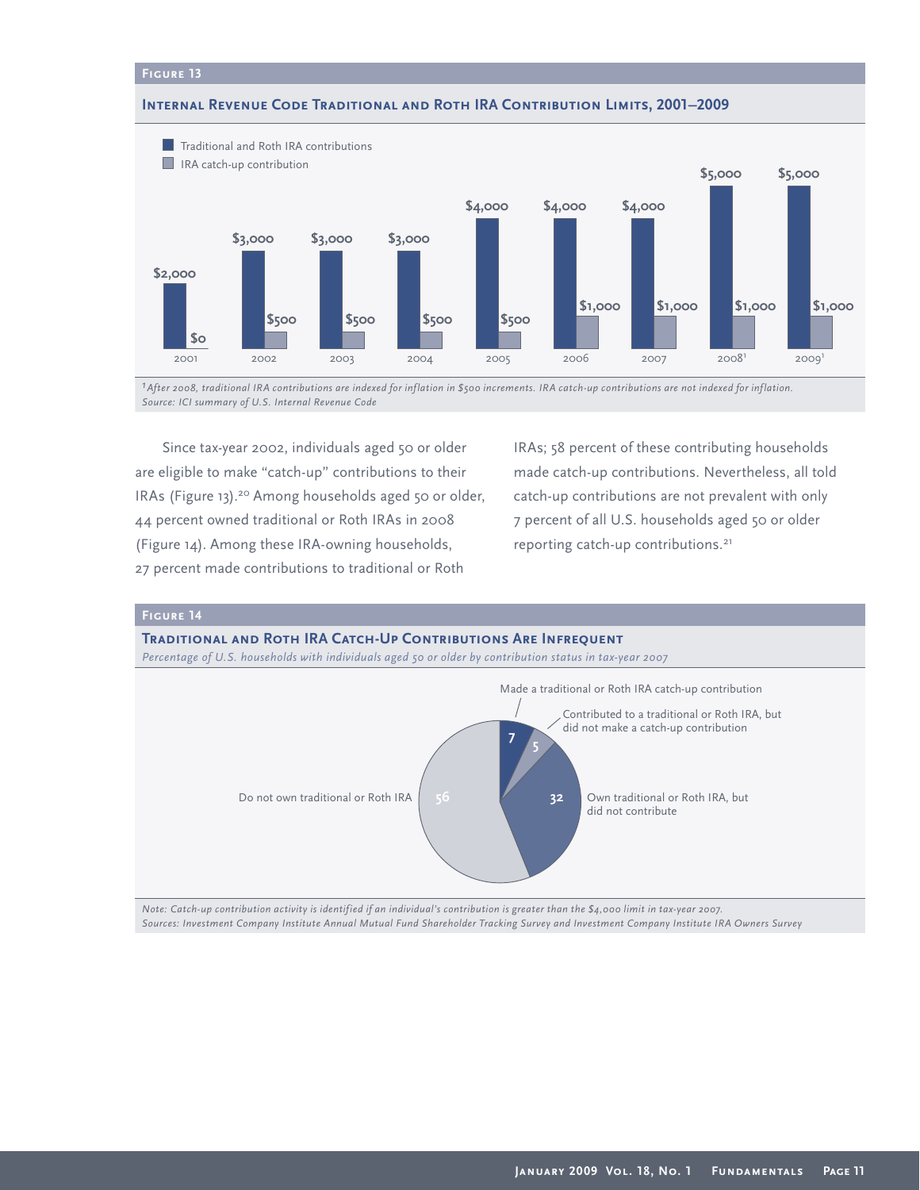**Figure 13**

**Internal Revenue Code Traditional and Roth IRA Contribution Limits, 2001–2009**

| Year | Traditional and Roth IRA contributions | IRA catch-up contribution |
|---|---|---|
| 2001 | $2,000 | $0 |
| 2002 | $3,000 | $500 |
| 2003 | $3,000 | $500 |
| 2004 | $3,000 | $500 |
| 2005 | $4,000 | $500 |
| 2006 | $4,000 | $1,000 |
| 2007 | $4,000 | $1,000 |
| 2008[1] | $5,000 | $1,000 |
| 2009[1] | $5,000 | $1,000 |

*[1]After 2008, traditional IRA contributions are indexed for inflation in $500 increments. IRA catch-up contributions are not indexed for inflation.*
*Source: ICI summary of U.S. Internal Revenue Code*

Since tax-year 2002, individuals aged 50 or older are eligible to make "catch-up" contributions to their IRAs (Figure 13).[20] Among households aged 50 or older, 44 percent owned traditional or Roth IRAs in 2008 (Figure 14). Among these IRA-owning households, 27 percent made contributions to traditional or Roth IRAs; 58 percent of these contributing households made catch-up contributions. Nevertheless, all told catch-up contributions are not prevalent with only 7 percent of all U.S. households aged 50 or older reporting catch-up contributions.[21]

**Figure 14**

**Traditional and Roth IRA Catch-Up Contributions Are Infrequent**

*Percentage of U.S. households with individuals aged 50 or older by contribution status in tax-year 2007*

| Contribution status | Percent |
|---|---|
| Made a traditional or Roth IRA catch-up contribution | 7 |
| Contributed to a traditional or Roth IRA, but did not make a catch-up contribution | 5 |
| Own traditional or Roth IRA, but did not contribute | 32 |
| Do not own traditional or Roth IRA | 56 |

*Note: Catch-up contribution activity is identified if an individual's contribution is greater than the $4,000 limit in tax-year 2007.*
*Sources: Investment Company Institute Annual Mutual Fund Shareholder Tracking Survey and Investment Company Institute IRA Owners Survey*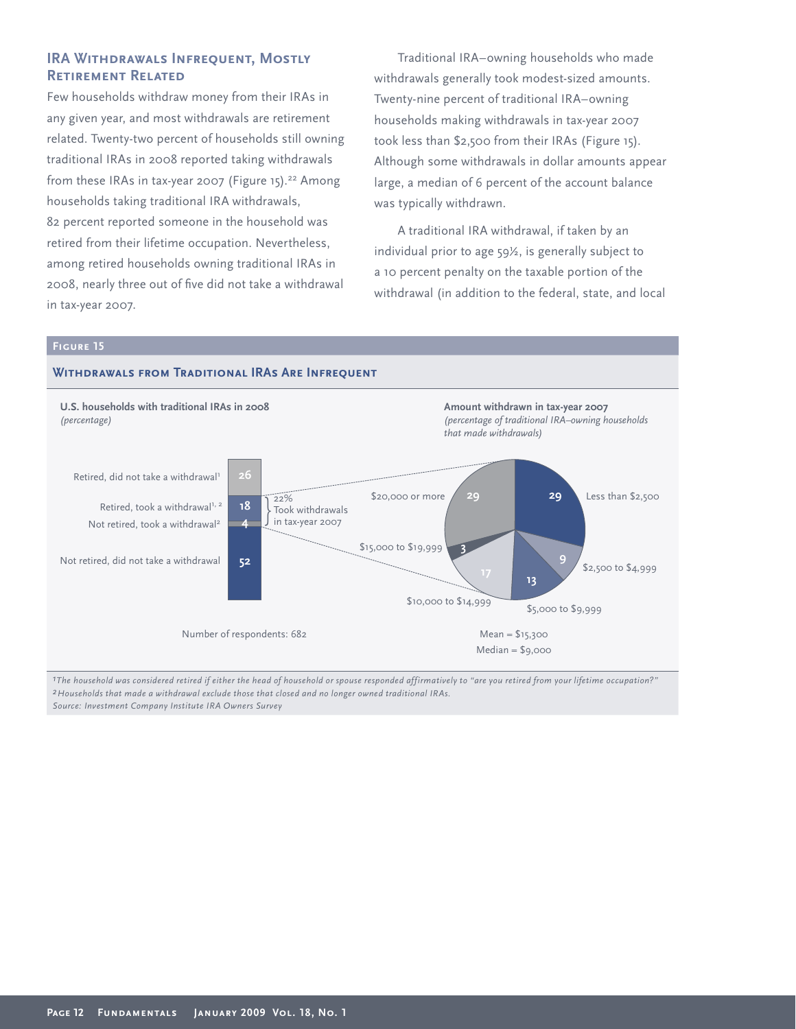## IRA Withdrawals Infrequent, Mostly Retirement Related

Few households withdraw money from their IRAs in any given year, and most withdrawals are retirement related. Twenty-two percent of households still owning traditional IRAs in 2008 reported taking withdrawals from these IRAs in tax-year 2007 (Figure 15).[22] Among households taking traditional IRA withdrawals, 82 percent reported someone in the household was retired from their lifetime occupation. Nevertheless, among retired households owning traditional IRAs in 2008, nearly three out of five did not take a withdrawal in tax-year 2007.

Traditional IRA–owning households who made withdrawals generally took modest-sized amounts. Twenty-nine percent of traditional IRA–owning households making withdrawals in tax-year 2007 took less than $2,500 from their IRAs (Figure 15). Although some withdrawals in dollar amounts appear large, a median of 6 percent of the account balance was typically withdrawn.

A traditional IRA withdrawal, if taken by an individual prior to age 59½, is generally subject to a 10 percent penalty on the taxable portion of the withdrawal (in addition to the federal, state, and local

### Figure 15

**Withdrawals from Traditional IRAs Are Infrequent**

**U.S. households with traditional IRAs in 2008**
*(percentage)*

| Category | Percentage |
|---|---|
| Retired, did not take a withdrawal[1] | 26 |
| Retired, took a withdrawal[1, 2] | 18 |
| Not retired, took a withdrawal[2] | 4 |
| Not retired, did not take a withdrawal | 52 |

22% Took withdrawals in tax-year 2007

Number of respondents: 682

**Amount withdrawn in tax-year 2007**
*(percentage of traditional IRA–owning households that made withdrawals)*

| Amount withdrawn | Percentage |
|---|---|
| Less than $2,500 | 29 |
| $2,500 to $4,999 | 9 |
| $5,000 to $9,999 | 13 |
| $10,000 to $14,999 | 17 |
| $15,000 to $19,999 | 3 |
| $20,000 or more | 29 |

Mean = $15,300
Median = $9,000

[1]*The household was considered retired if either the head of household or spouse responded affirmatively to "are you retired from your lifetime occupation?"*
[2]*Households that made a withdrawal exclude those that closed and no longer owned traditional IRAs.*
*Source: Investment Company Institute IRA Owners Survey*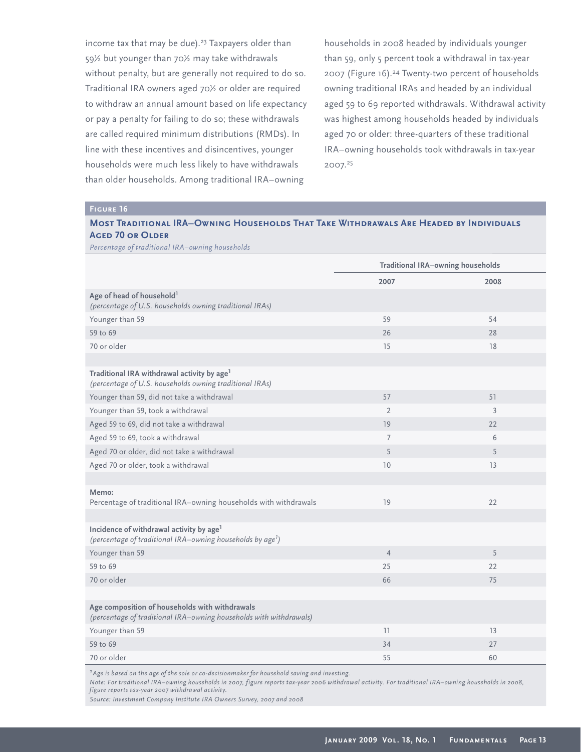income tax that may be due).[23] Taxpayers older than 59½ but younger than 70½ may take withdrawals without penalty, but are generally not required to do so. Traditional IRA owners aged 70½ or older are required to withdraw an annual amount based on life expectancy or pay a penalty for failing to do so; these withdrawals are called required minimum distributions (RMDs). In line with these incentives and disincentives, younger households were much less likely to have withdrawals than older households. Among traditional IRA–owning households in 2008 headed by individuals younger than 59, only 5 percent took a withdrawal in tax-year 2007 (Figure 16).[24] Twenty-two percent of households owning traditional IRAs and headed by an individual aged 59 to 69 reported withdrawals. Withdrawal activity was highest among households headed by individuals aged 70 or older: three-quarters of these traditional IRA–owning households took withdrawals in tax-year 2007.[25]

**Figure 16**

**Most Traditional IRA–Owning Households That Take Withdrawals Are Headed by Individuals Aged 70 or Older**

*Percentage of traditional IRA–owning households*

| | Traditional IRA–owning households | |
|---|---|---|
| | **2007** | **2008** |
| **Age of head of household[1]** *(percentage of U.S. households owning traditional IRAs)* | | |
| Younger than 59 | 59 | 54 |
| 59 to 69 | 26 | 28 |
| 70 or older | 15 | 18 |
| **Traditional IRA withdrawal activity by age[1]** *(percentage of U.S. households owning traditional IRAs)* | | |
| Younger than 59, did not take a withdrawal | 57 | 51 |
| Younger than 59, took a withdrawal | 2 | 3 |
| Aged 59 to 69, did not take a withdrawal | 19 | 22 |
| Aged 59 to 69, took a withdrawal | 7 | 6 |
| Aged 70 or older, did not take a withdrawal | 5 | 5 |
| Aged 70 or older, took a withdrawal | 10 | 13 |
| **Memo:** Percentage of traditional IRA–owning households with withdrawals | 19 | 22 |
| **Incidence of withdrawal activity by age[1]** *(percentage of traditional IRA–owning households by age[1])* | | |
| Younger than 59 | 4 | 5 |
| 59 to 69 | 25 | 22 |
| 70 or older | 66 | 75 |
| **Age composition of households with withdrawals** *(percentage of traditional IRA–owning households with withdrawals)* | | |
| Younger than 59 | 11 | 13 |
| 59 to 69 | 34 | 27 |
| 70 or older | 55 | 60 |

*[1] Age is based on the age of the sole or co-decisionmaker for household saving and investing.*

*Note: For traditional IRA–owning households in 2007, figure reports tax-year 2006 withdrawal activity. For traditional IRA–owning households in 2008, figure reports tax-year 2007 withdrawal activity.*

*Source: Investment Company Institute IRA Owners Survey, 2007 and 2008*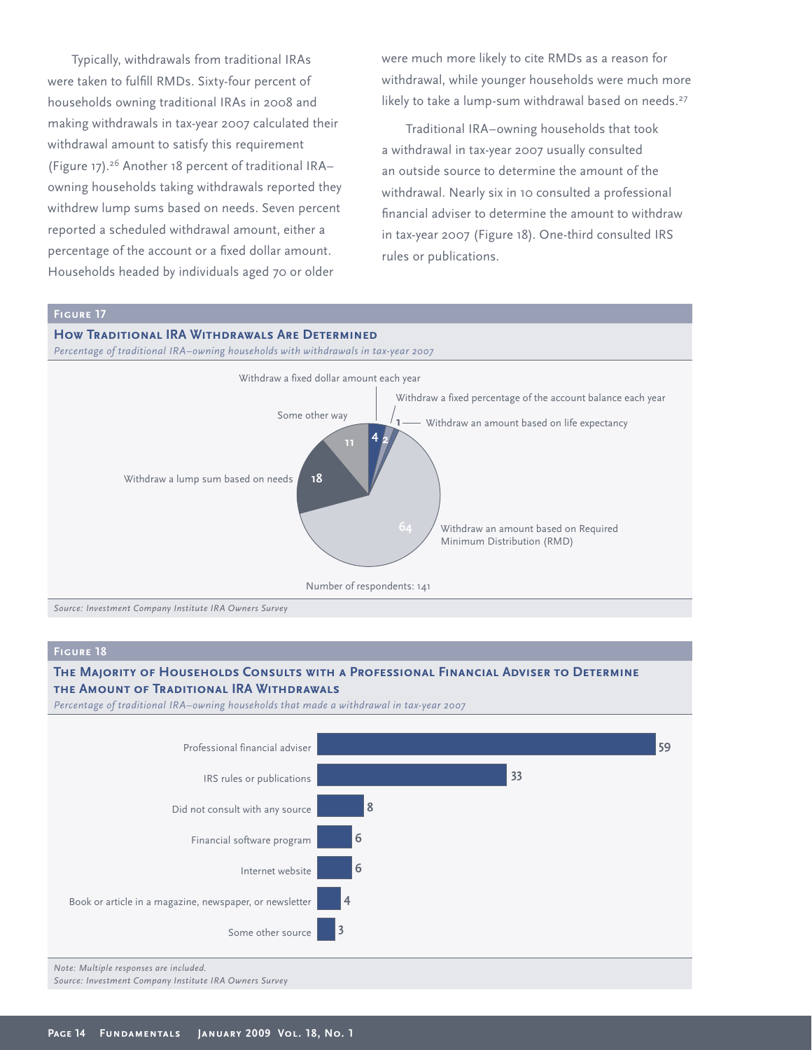Typically, withdrawals from traditional IRAs were taken to fulfill RMDs. Sixty-four percent of households owning traditional IRAs in 2008 and making withdrawals in tax-year 2007 calculated their withdrawal amount to satisfy this requirement (Figure 17).[26] Another 18 percent of traditional IRA–owning households taking withdrawals reported they withdrew lump sums based on needs. Seven percent reported a scheduled withdrawal amount, either a percentage of the account or a fixed dollar amount. Households headed by individuals aged 70 or older were much more likely to cite RMDs as a reason for withdrawal, while younger households were much more likely to take a lump-sum withdrawal based on needs.[27]

Traditional IRA–owning households that took a withdrawal in tax-year 2007 usually consulted an outside source to determine the amount of the withdrawal. Nearly six in 10 consulted a professional financial adviser to determine the amount to withdraw in tax-year 2007 (Figure 18). One-third consulted IRS rules or publications.

**Figure 17**

### How Traditional IRA Withdrawals Are Determined

*Percentage of traditional IRA–owning households with withdrawals in tax-year 2007*

| Method | Percent |
|---|---|
| Withdraw an amount based on Required Minimum Distribution (RMD) | 64 |
| Withdraw a lump sum based on needs | 18 |
| Some other way | 11 |
| Withdraw a fixed dollar amount each year | 4 |
| Withdraw a fixed percentage of the account balance each year | 2 |
| Withdraw an amount based on life expectancy | 1 |

Number of respondents: 141

*Source: Investment Company Institute IRA Owners Survey*

**Figure 18**

### The Majority of Households Consults with a Professional Financial Adviser to Determine the Amount of Traditional IRA Withdrawals

*Percentage of traditional IRA–owning households that made a withdrawal in tax-year 2007*

| Source | Percent |
|---|---|
| Professional financial adviser | 59 |
| IRS rules or publications | 33 |
| Did not consult with any source | 8 |
| Financial software program | 6 |
| Internet website | 6 |
| Book or article in a magazine, newspaper, or newsletter | 4 |
| Some other source | 3 |

*Note: Multiple responses are included.*

*Source: Investment Company Institute IRA Owners Survey*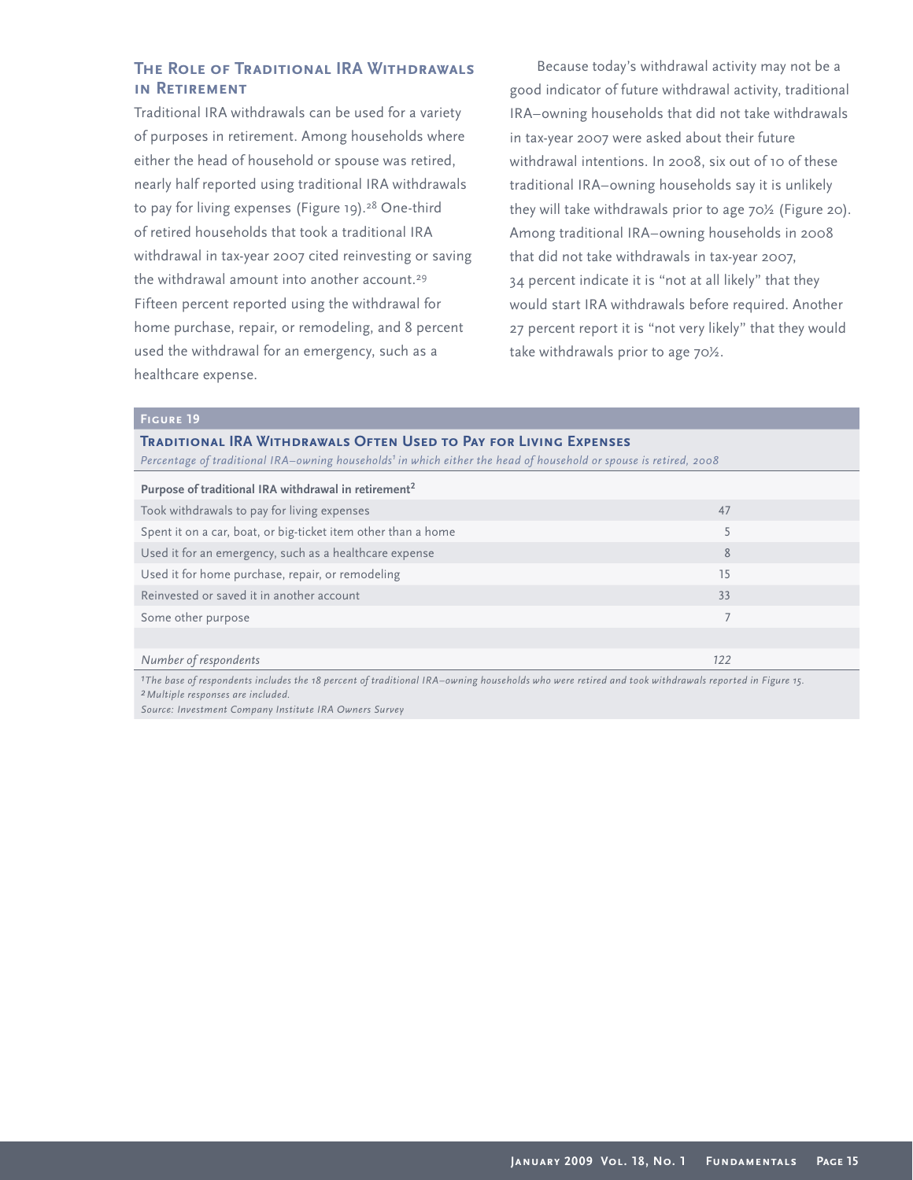## The Role of Traditional IRA Withdrawals in Retirement

Traditional IRA withdrawals can be used for a variety of purposes in retirement. Among households where either the head of household or spouse was retired, nearly half reported using traditional IRA withdrawals to pay for living expenses (Figure 19).[28] One-third of retired households that took a traditional IRA withdrawal in tax-year 2007 cited reinvesting or saving the withdrawal amount into another account.[29] Fifteen percent reported using the withdrawal for home purchase, repair, or remodeling, and 8 percent used the withdrawal for an emergency, such as a healthcare expense.

Because today's withdrawal activity may not be a good indicator of future withdrawal activity, traditional IRA–owning households that did not take withdrawals in tax-year 2007 were asked about their future withdrawal intentions. In 2008, six out of 10 of these traditional IRA–owning households say it is unlikely they will take withdrawals prior to age 70½ (Figure 20). Among traditional IRA–owning households in 2008 that did not take withdrawals in tax-year 2007, 34 percent indicate it is "not at all likely" that they would start IRA withdrawals before required. Another 27 percent report it is "not very likely" that they would take withdrawals prior to age 70½.

**Figure 19**

**Traditional IRA Withdrawals Often Used to Pay for Living Expenses**

*Percentage of traditional IRA–owning households[1] in which either the head of household or spouse is retired, 2008*

| Purpose of traditional IRA withdrawal in retirement[2] | |
|---|---|
| Took withdrawals to pay for living expenses | 47 |
| Spent it on a car, boat, or big-ticket item other than a home | 5 |
| Used it for an emergency, such as a healthcare expense | 8 |
| Used it for home purchase, repair, or remodeling | 15 |
| Reinvested or saved it in another account | 33 |
| Some other purpose | 7 |
| | |
| *Number of respondents* | *122* |

*[1]The base of respondents includes the 18 percent of traditional IRA–owning households who were retired and took withdrawals reported in Figure 15.*
*[2]Multiple responses are included.*
*Source: Investment Company Institute IRA Owners Survey*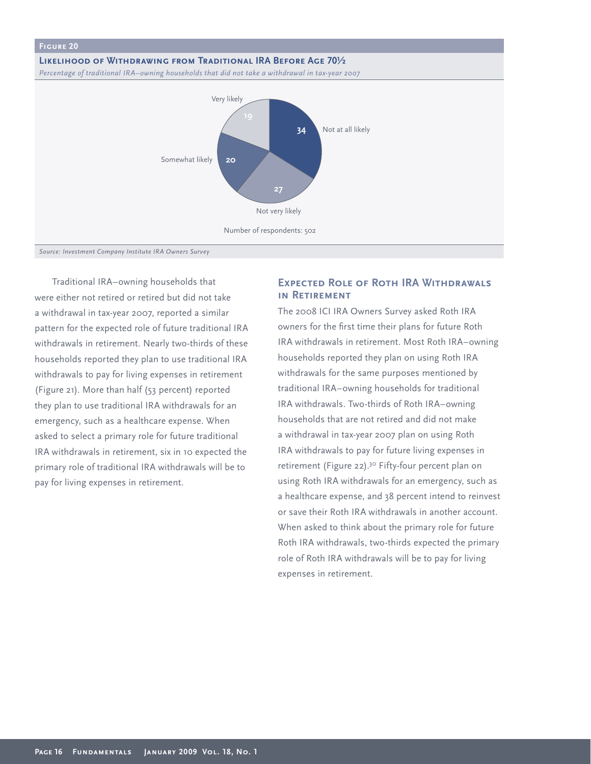**Figure 20**

**Likelihood of Withdrawing from Traditional IRA Before Age 70½**

*Percentage of traditional IRA–owning households that did not take a withdrawal in tax-year 2007*

| Likelihood | Percent |
| --- | --- |
| Very likely | 19 |
| Somewhat likely | 20 |
| Not very likely | 27 |
| Not at all likely | 34 |

Number of respondents: 502

*Source: Investment Company Institute IRA Owners Survey*

Traditional IRA–owning households that were either not retired or retired but did not take a withdrawal in tax-year 2007, reported a similar pattern for the expected role of future traditional IRA withdrawals in retirement. Nearly two-thirds of these households reported they plan to use traditional IRA withdrawals to pay for living expenses in retirement (Figure 21). More than half (53 percent) reported they plan to use traditional IRA withdrawals for an emergency, such as a healthcare expense. When asked to select a primary role for future traditional IRA withdrawals in retirement, six in 10 expected the primary role of traditional IRA withdrawals will be to pay for living expenses in retirement.

## Expected Role of Roth IRA Withdrawals in Retirement

The 2008 ICI IRA Owners Survey asked Roth IRA owners for the first time their plans for future Roth IRA withdrawals in retirement. Most Roth IRA–owning households reported they plan on using Roth IRA withdrawals for the same purposes mentioned by traditional IRA–owning households for traditional IRA withdrawals. Two-thirds of Roth IRA–owning households that are not retired and did not make a withdrawal in tax-year 2007 plan on using Roth IRA withdrawals to pay for future living expenses in retirement (Figure 22).[30] Fifty-four percent plan on using Roth IRA withdrawals for an emergency, such as a healthcare expense, and 38 percent intend to reinvest or save their Roth IRA withdrawals in another account. When asked to think about the primary role for future Roth IRA withdrawals, two-thirds expected the primary role of Roth IRA withdrawals will be to pay for living expenses in retirement.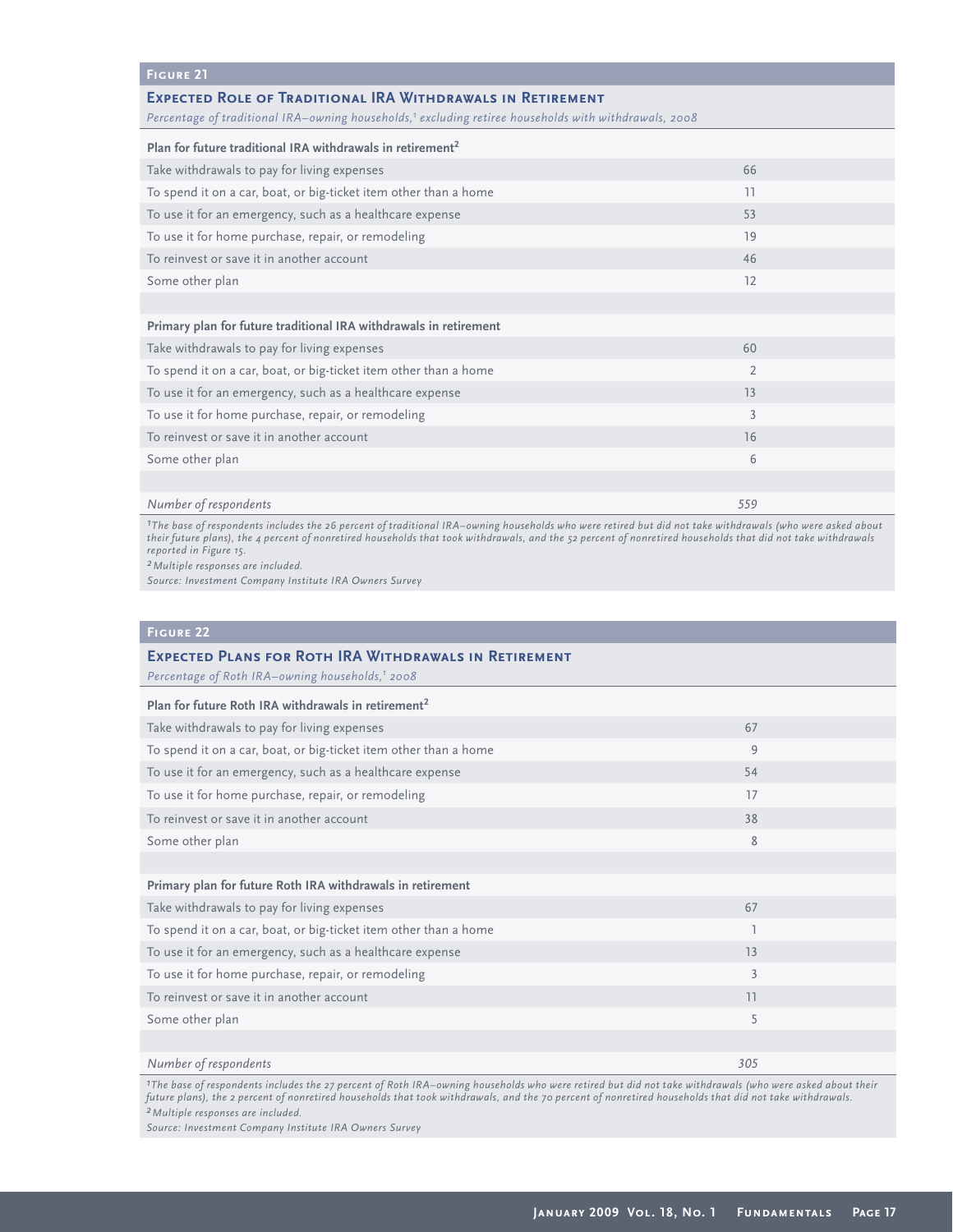### Figure 21

**Expected Role of Traditional IRA Withdrawals in Retirement**

*Percentage of traditional IRA–owning households,[1] excluding retiree households with withdrawals, 2008*

| Plan for future traditional IRA withdrawals in retirement[2] | |
|---|---|
| Take withdrawals to pay for living expenses | 66 |
| To spend it on a car, boat, or big-ticket item other than a home | 11 |
| To use it for an emergency, such as a healthcare expense | 53 |
| To use it for home purchase, repair, or remodeling | 19 |
| To reinvest or save it in another account | 46 |
| Some other plan | 12 |
| | |
| **Primary plan for future traditional IRA withdrawals in retirement** | |
| Take withdrawals to pay for living expenses | 60 |
| To spend it on a car, boat, or big-ticket item other than a home | 2 |
| To use it for an emergency, such as a healthcare expense | 13 |
| To use it for home purchase, repair, or remodeling | 3 |
| To reinvest or save it in another account | 16 |
| Some other plan | 6 |
| | |
| *Number of respondents* | *559* |

*[1]The base of respondents includes the 26 percent of traditional IRA–owning households who were retired but did not take withdrawals (who were asked about their future plans), the 4 percent of nonretired households that took withdrawals, and the 52 percent of nonretired households that did not take withdrawals reported in Figure 15.*

*[2]Multiple responses are included.*

*Source: Investment Company Institute IRA Owners Survey*

### Figure 22

**Expected Plans for Roth IRA Withdrawals in Retirement**

*Percentage of Roth IRA–owning households,[1] 2008*

| Plan for future Roth IRA withdrawals in retirement[2] | |
|---|---|
| Take withdrawals to pay for living expenses | 67 |
| To spend it on a car, boat, or big-ticket item other than a home | 9 |
| To use it for an emergency, such as a healthcare expense | 54 |
| To use it for home purchase, repair, or remodeling | 17 |
| To reinvest or save it in another account | 38 |
| Some other plan | 8 |
| | |
| **Primary plan for future Roth IRA withdrawals in retirement** | |
| Take withdrawals to pay for living expenses | 67 |
| To spend it on a car, boat, or big-ticket item other than a home | 1 |
| To use it for an emergency, such as a healthcare expense | 13 |
| To use it for home purchase, repair, or remodeling | 3 |
| To reinvest or save it in another account | 11 |
| Some other plan | 5 |
| | |
| *Number of respondents* | *305* |

*[1]The base of respondents includes the 27 percent of Roth IRA–owning households who were retired but did not take withdrawals (who were asked about their future plans), the 2 percent of nonretired households that took withdrawals, and the 70 percent of nonretired households that did not take withdrawals.*

*[2]Multiple responses are included.*

*Source: Investment Company Institute IRA Owners Survey*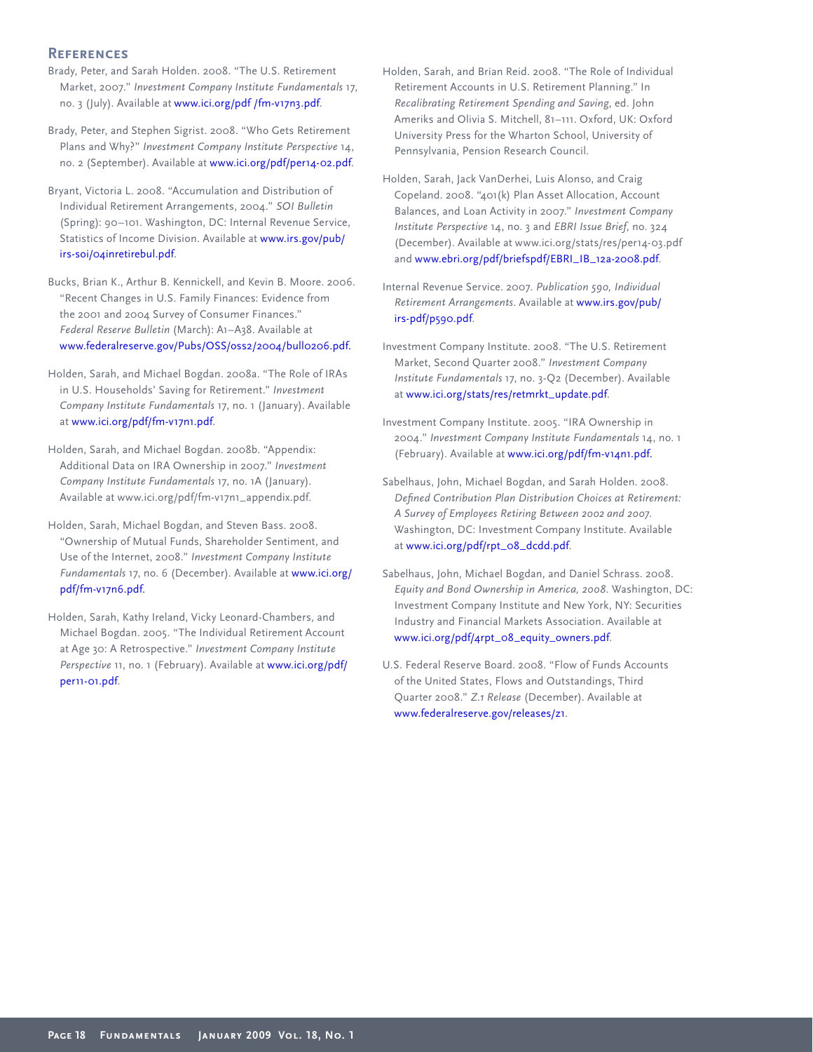## References

Brady, Peter, and Sarah Holden. 2008. "The U.S. Retirement Market, 2007." *Investment Company Institute Fundamentals* 17, no. 3 (July). Available at www.ici.org/pdf /fm-v17n3.pdf.

Brady, Peter, and Stephen Sigrist. 2008. "Who Gets Retirement Plans and Why?" *Investment Company Institute Perspective* 14, no. 2 (September). Available at www.ici.org/pdf/per14-02.pdf.

Bryant, Victoria L. 2008. "Accumulation and Distribution of Individual Retirement Arrangements, 2004." *SOI Bulletin* (Spring): 90–101. Washington, DC: Internal Revenue Service, Statistics of Income Division. Available at www.irs.gov/pub/irs-soi/04inretirebul.pdf.

Bucks, Brian K., Arthur B. Kennickell, and Kevin B. Moore. 2006. "Recent Changes in U.S. Family Finances: Evidence from the 2001 and 2004 Survey of Consumer Finances." *Federal Reserve Bulletin* (March): A1–A38. Available at www.federalreserve.gov/Pubs/OSS/oss2/2004/bull0206.pdf.

Holden, Sarah, and Michael Bogdan. 2008a. "The Role of IRAs in U.S. Households' Saving for Retirement." *Investment Company Institute Fundamentals* 17, no. 1 (January). Available at www.ici.org/pdf/fm-v17n1.pdf.

Holden, Sarah, and Michael Bogdan. 2008b. "Appendix: Additional Data on IRA Ownership in 2007." *Investment Company Institute Fundamentals* 17, no. 1A (January). Available at www.ici.org/pdf/fm-v17n1_appendix.pdf.

Holden, Sarah, Michael Bogdan, and Steven Bass. 2008. "Ownership of Mutual Funds, Shareholder Sentiment, and Use of the Internet, 2008." *Investment Company Institute Fundamentals* 17, no. 6 (December). Available at www.ici.org/pdf/fm-v17n6.pdf.

Holden, Sarah, Kathy Ireland, Vicky Leonard-Chambers, and Michael Bogdan. 2005. "The Individual Retirement Account at Age 30: A Retrospective." *Investment Company Institute Perspective* 11, no. 1 (February). Available at www.ici.org/pdf/per11-01.pdf.

Holden, Sarah, and Brian Reid. 2008. "The Role of Individual Retirement Accounts in U.S. Retirement Planning." In *Recalibrating Retirement Spending and Saving*, ed. John Ameriks and Olivia S. Mitchell, 81–111. Oxford, UK: Oxford University Press for the Wharton School, University of Pennsylvania, Pension Research Council.

Holden, Sarah, Jack VanDerhei, Luis Alonso, and Craig Copeland. 2008. "401(k) Plan Asset Allocation, Account Balances, and Loan Activity in 2007." *Investment Company Institute Perspective* 14, no. 3 and *EBRI Issue Brief*, no. 324 (December). Available at www.ici.org/stats/res/per14-03.pdf and www.ebri.org/pdf/briefspdf/EBRI_IB_12a-2008.pdf.

Internal Revenue Service. 2007. *Publication 590, Individual Retirement Arrangements*. Available at www.irs.gov/pub/irs-pdf/p590.pdf.

Investment Company Institute. 2008. "The U.S. Retirement Market, Second Quarter 2008." *Investment Company Institute Fundamentals* 17, no. 3-Q2 (December). Available at www.ici.org/stats/res/retmrkt_update.pdf.

Investment Company Institute. 2005. "IRA Ownership in 2004." *Investment Company Institute Fundamentals* 14, no. 1 (February). Available at www.ici.org/pdf/fm-v14n1.pdf.

Sabelhaus, John, Michael Bogdan, and Sarah Holden. 2008. *Defined Contribution Plan Distribution Choices at Retirement: A Survey of Employees Retiring Between 2002 and 2007.* Washington, DC: Investment Company Institute. Available at www.ici.org/pdf/rpt_08_dcdd.pdf.

Sabelhaus, John, Michael Bogdan, and Daniel Schrass. 2008. *Equity and Bond Ownership in America, 2008.* Washington, DC: Investment Company Institute and New York, NY: Securities Industry and Financial Markets Association. Available at www.ici.org/pdf/4rpt_08_equity_owners.pdf.

U.S. Federal Reserve Board. 2008. "Flow of Funds Accounts of the United States, Flows and Outstandings, Third Quarter 2008." *Z.1 Release* (December). Available at www.federalreserve.gov/releases/z1.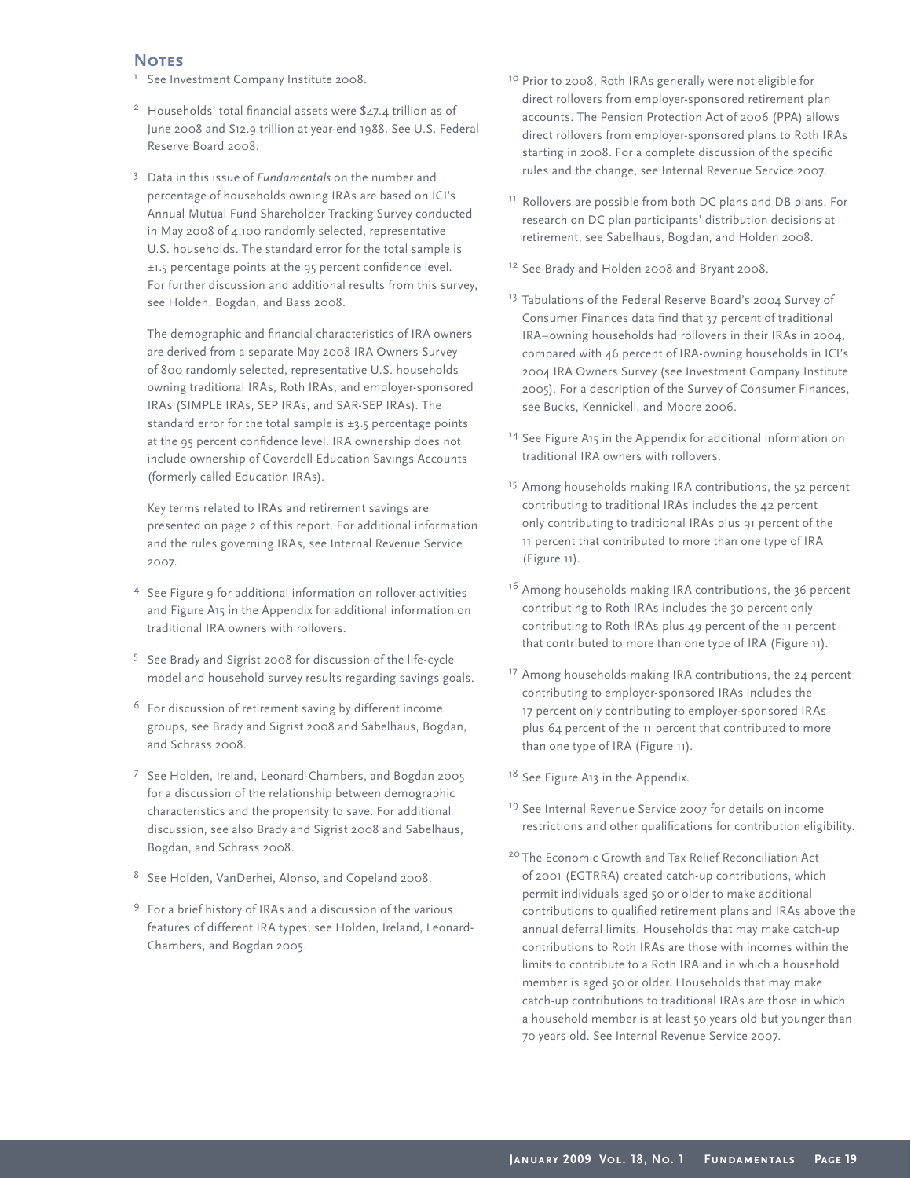## Notes

[1] See Investment Company Institute 2008.

[2] Households' total financial assets were $47.4 trillion as of June 2008 and $12.9 trillion at year-end 1988. See U.S. Federal Reserve Board 2008.

[3] Data in this issue of *Fundamentals* on the number and percentage of households owning IRAs are based on ICI's Annual Mutual Fund Shareholder Tracking Survey conducted in May 2008 of 4,100 randomly selected, representative U.S. households. The standard error for the total sample is ±1.5 percentage points at the 95 percent confidence level. For further discussion and additional results from this survey, see Holden, Bogdan, and Bass 2008.

The demographic and financial characteristics of IRA owners are derived from a separate May 2008 IRA Owners Survey of 800 randomly selected, representative U.S. households owning traditional IRAs, Roth IRAs, and employer-sponsored IRAs (SIMPLE IRAs, SEP IRAs, and SAR-SEP IRAs). The standard error for the total sample is ±3.5 percentage points at the 95 percent confidence level. IRA ownership does not include ownership of Coverdell Education Savings Accounts (formerly called Education IRAs).

Key terms related to IRAs and retirement savings are presented on page 2 of this report. For additional information and the rules governing IRAs, see Internal Revenue Service 2007.

[4] See Figure 9 for additional information on rollover activities and Figure A15 in the Appendix for additional information on traditional IRA owners with rollovers.

[5] See Brady and Sigrist 2008 for discussion of the life-cycle model and household survey results regarding savings goals.

[6] For discussion of retirement saving by different income groups, see Brady and Sigrist 2008 and Sabelhaus, Bogdan, and Schrass 2008.

[7] See Holden, Ireland, Leonard-Chambers, and Bogdan 2005 for a discussion of the relationship between demographic characteristics and the propensity to save. For additional discussion, see also Brady and Sigrist 2008 and Sabelhaus, Bogdan, and Schrass 2008.

[8] See Holden, VanDerhei, Alonso, and Copeland 2008.

[9] For a brief history of IRAs and a discussion of the various features of different IRA types, see Holden, Ireland, Leonard-Chambers, and Bogdan 2005.

[10] Prior to 2008, Roth IRAs generally were not eligible for direct rollovers from employer-sponsored retirement plan accounts. The Pension Protection Act of 2006 (PPA) allows direct rollovers from employer-sponsored plans to Roth IRAs starting in 2008. For a complete discussion of the specific rules and the change, see Internal Revenue Service 2007.

[11] Rollovers are possible from both DC plans and DB plans. For research on DC plan participants' distribution decisions at retirement, see Sabelhaus, Bogdan, and Holden 2008.

[12] See Brady and Holden 2008 and Bryant 2008.

[13] Tabulations of the Federal Reserve Board's 2004 Survey of Consumer Finances data find that 37 percent of traditional IRA–owning households had rollovers in their IRAs in 2004, compared with 46 percent of IRA-owning households in ICI's 2004 IRA Owners Survey (see Investment Company Institute 2005). For a description of the Survey of Consumer Finances, see Bucks, Kennickell, and Moore 2006.

[14] See Figure A15 in the Appendix for additional information on traditional IRA owners with rollovers.

[15] Among households making IRA contributions, the 52 percent contributing to traditional IRAs includes the 42 percent only contributing to traditional IRAs plus 91 percent of the 11 percent that contributed to more than one type of IRA (Figure 11).

[16] Among households making IRA contributions, the 36 percent contributing to Roth IRAs includes the 30 percent only contributing to Roth IRAs plus 49 percent of the 11 percent that contributed to more than one type of IRA (Figure 11).

[17] Among households making IRA contributions, the 24 percent contributing to employer-sponsored IRAs includes the 17 percent only contributing to employer-sponsored IRAs plus 64 percent of the 11 percent that contributed to more than one type of IRA (Figure 11).

[18] See Figure A13 in the Appendix.

[19] See Internal Revenue Service 2007 for details on income restrictions and other qualifications for contribution eligibility.

[20] The Economic Growth and Tax Relief Reconciliation Act of 2001 (EGTRRA) created catch-up contributions, which permit individuals aged 50 or older to make additional contributions to qualified retirement plans and IRAs above the annual deferral limits. Households that may make catch-up contributions to Roth IRAs are those with incomes within the limits to contribute to a Roth IRA and in which a household member is aged 50 or older. Households that may make catch-up contributions to traditional IRAs are those in which a household member is at least 50 years old but younger than 70 years old. See Internal Revenue Service 2007.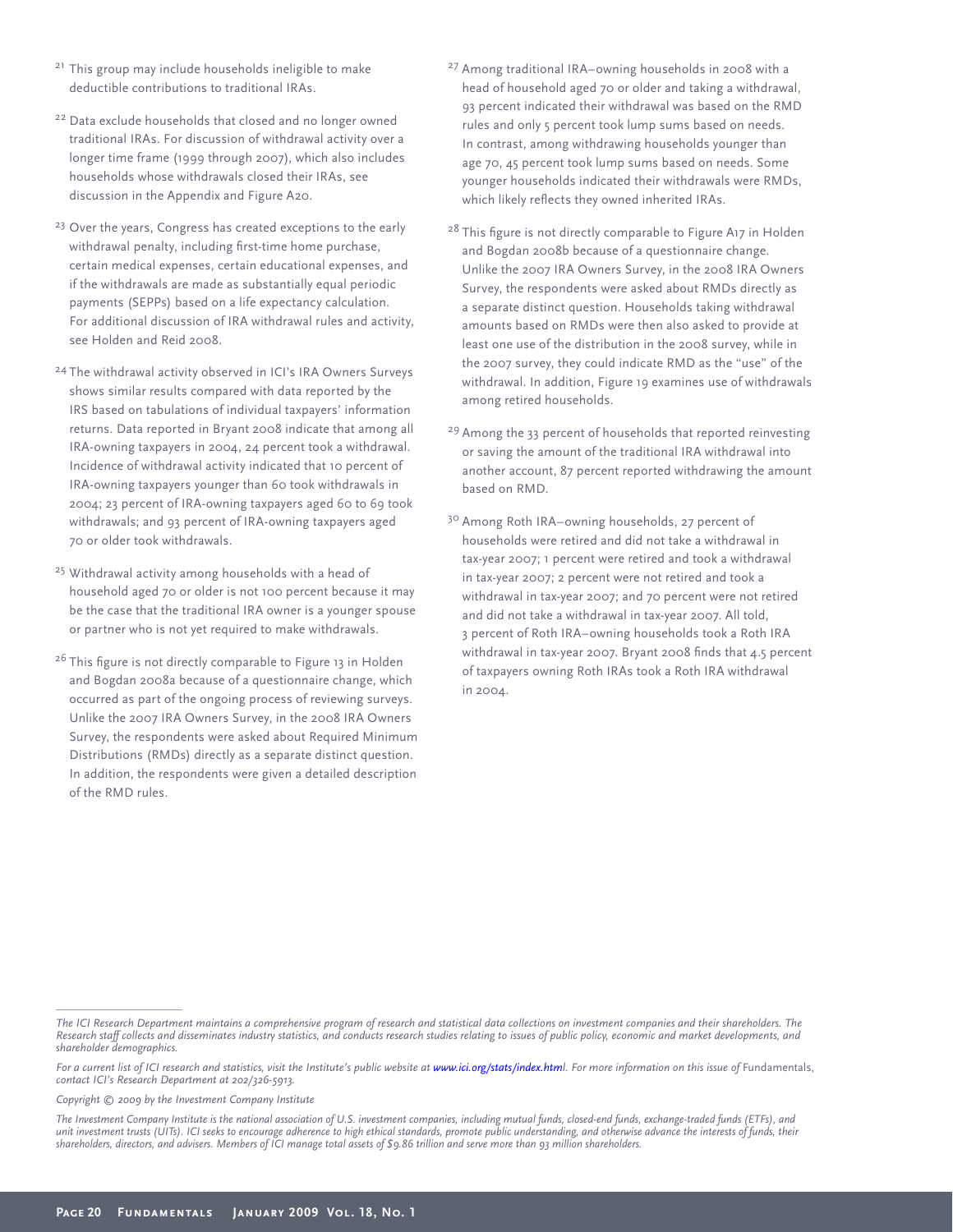[21] This group may include households ineligible to make deductible contributions to traditional IRAs.

[22] Data exclude households that closed and no longer owned traditional IRAs. For discussion of withdrawal activity over a longer time frame (1999 through 2007), which also includes households whose withdrawals closed their IRAs, see discussion in the Appendix and Figure A20.

[23] Over the years, Congress has created exceptions to the early withdrawal penalty, including first-time home purchase, certain medical expenses, certain educational expenses, and if the withdrawals are made as substantially equal periodic payments (SEPPs) based on a life expectancy calculation. For additional discussion of IRA withdrawal rules and activity, see Holden and Reid 2008.

[24] The withdrawal activity observed in ICI's IRA Owners Surveys shows similar results compared with data reported by the IRS based on tabulations of individual taxpayers' information returns. Data reported in Bryant 2008 indicate that among all IRA-owning taxpayers in 2004, 24 percent took a withdrawal. Incidence of withdrawal activity indicated that 10 percent of IRA-owning taxpayers younger than 60 took withdrawals in 2004; 23 percent of IRA-owning taxpayers aged 60 to 69 took withdrawals; and 93 percent of IRA-owning taxpayers aged 70 or older took withdrawals.

[25] Withdrawal activity among households with a head of household aged 70 or older is not 100 percent because it may be the case that the traditional IRA owner is a younger spouse or partner who is not yet required to make withdrawals.

[26] This figure is not directly comparable to Figure 13 in Holden and Bogdan 2008a because of a questionnaire change, which occurred as part of the ongoing process of reviewing surveys. Unlike the 2007 IRA Owners Survey, in the 2008 IRA Owners Survey, the respondents were asked about Required Minimum Distributions (RMDs) directly as a separate distinct question. In addition, the respondents were given a detailed description of the RMD rules.

[27] Among traditional IRA–owning households in 2008 with a head of household aged 70 or older and taking a withdrawal, 93 percent indicated their withdrawal was based on the RMD rules and only 5 percent took lump sums based on needs. In contrast, among withdrawing households younger than age 70, 45 percent took lump sums based on needs. Some younger households indicated their withdrawals were RMDs, which likely reflects they owned inherited IRAs.

[28] This figure is not directly comparable to Figure A17 in Holden and Bogdan 2008b because of a questionnaire change. Unlike the 2007 IRA Owners Survey, in the 2008 IRA Owners Survey, the respondents were asked about RMDs directly as a separate distinct question. Households taking withdrawal amounts based on RMDs were then also asked to provide at least one use of the distribution in the 2008 survey, while in the 2007 survey, they could indicate RMD as the "use" of the withdrawal. In addition, Figure 19 examines use of withdrawals among retired households.

[29] Among the 33 percent of households that reported reinvesting or saving the amount of the traditional IRA withdrawal into another account, 87 percent reported withdrawing the amount based on RMD.

[30] Among Roth IRA–owning households, 27 percent of households were retired and did not take a withdrawal in tax-year 2007; 1 percent were retired and took a withdrawal in tax-year 2007; 2 percent were not retired and took a withdrawal in tax-year 2007; and 70 percent were not retired and did not take a withdrawal in tax-year 2007. All told, 3 percent of Roth IRA–owning households took a Roth IRA withdrawal in tax-year 2007. Bryant 2008 finds that 4.5 percent of taxpayers owning Roth IRAs took a Roth IRA withdrawal in 2004.

---

*The ICI Research Department maintains a comprehensive program of research and statistical data collections on investment companies and their shareholders. The Research staff collects and disseminates industry statistics, and conducts research studies relating to issues of public policy, economic and market developments, and shareholder demographics.*

*For a current list of ICI research and statistics, visit the Institute's public website at www.ici.org/stats/index.html. For more information on this issue of* Fundamentals, *contact ICI's Research Department at 202/326-5913.*

*Copyright © 2009 by the Investment Company Institute*

*The Investment Company Institute is the national association of U.S. investment companies, including mutual funds, closed-end funds, exchange-traded funds (ETFs), and unit investment trusts (UITs). ICI seeks to encourage adherence to high ethical standards, promote public understanding, and otherwise advance the interests of funds, their shareholders, directors, and advisers. Members of ICI manage total assets of $9.86 trillion and serve more than 93 million shareholders.*